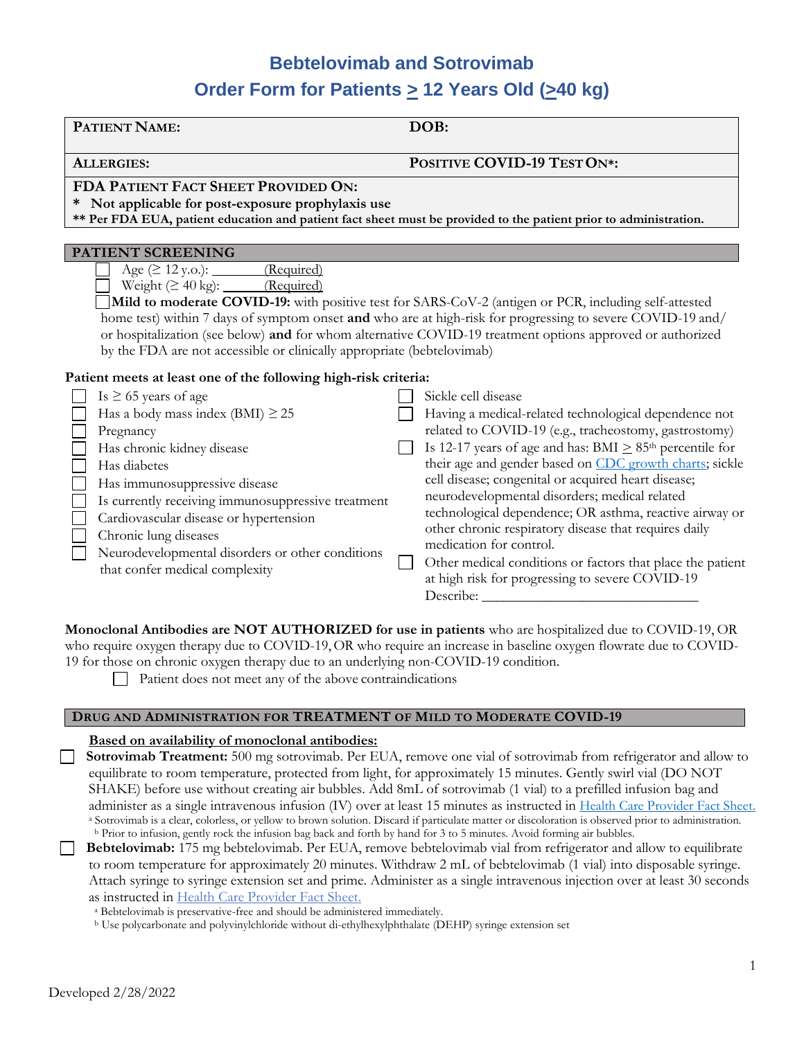# Bebtelovimab and Sotrovimab

## Order Form for Patients ≥ 12 Years Old (≥40 kg)

| **PATIENT NAME:** | **DOB:** |
|---|---|
| **ALLERGIES:** | **POSITIVE COVID-19 TEST ON*:** |

**FDA PATIENT FACT SHEET PROVIDED ON:**

**\* Not applicable for post-exposure prophylaxis use**

**\*\* Per FDA EUA, patient education and patient fact sheet must be provided to the patient prior to administration.**

## PATIENT SCREENING

- ☐ Age (≥ 12 y.o.): _______ (Required)
- ☐ Weight (≥ 40 kg): ______ (Required)
- ☐ **Mild to moderate COVID-19:** with positive test for SARS-CoV-2 (antigen or PCR, including self-attested home test) within 7 days of symptom onset **and** who are at high-risk for progressing to severe COVID-19 and/ or hospitalization (see below) **and** for whom alternative COVID-19 treatment options approved or authorized by the FDA are not accessible or clinically appropriate (bebtelovimab)

**Patient meets at least one of the following high-risk criteria:**

- ☐ Is ≥ 65 years of age
- ☐ Has a body mass index (BMI) ≥ 25
- ☐ Pregnancy
- ☐ Has chronic kidney disease
- ☐ Has diabetes
- ☐ Has immunosuppressive disease
- ☐ Is currently receiving immunosuppressive treatment
- ☐ Cardiovascular disease or hypertension
- ☐ Chronic lung diseases
- ☐ Neurodevelopmental disorders or other conditions that confer medical complexity
- ☐ Sickle cell disease
- ☐ Having a medical-related technological dependence not related to COVID-19 (e.g., tracheostomy, gastrostomy)
- ☐ Is 12-17 years of age and has: BMI ≥ 85th percentile for their age and gender based on CDC growth charts; sickle cell disease; congenital or acquired heart disease; neurodevelopmental disorders; medical related technological dependence; OR asthma, reactive airway or other chronic respiratory disease that requires daily medication for control.
- ☐ Other medical conditions or factors that place the patient at high risk for progressing to severe COVID-19
  Describe: ______________________________

**Monoclonal Antibodies are NOT AUTHORIZED for use in patients** who are hospitalized due to COVID-19, OR who require oxygen therapy due to COVID-19, OR who require an increase in baseline oxygen flowrate due to COVID-19 for those on chronic oxygen therapy due to an underlying non-COVID-19 condition.

- ☐ Patient does not meet any of the above contraindications

## DRUG AND ADMINISTRATION FOR TREATMENT OF MILD TO MODERATE COVID-19

**Based on availability of monoclonal antibodies:**

- ☐ **Sotrovimab Treatment:** 500 mg sotrovimab. Per EUA, remove one vial of sotrovimab from refrigerator and allow to equilibrate to room temperature, protected from light, for approximately 15 minutes. Gently swirl vial (DO NOT SHAKE) before use without creating air bubbles. Add 8mL of sotrovimab (1 vial) to a prefilled infusion bag and administer as a single intravenous infusion (IV) over at least 15 minutes as instructed in Health Care Provider Fact Sheet.
  - [a] Sotrovimab is a clear, colorless, or yellow to brown solution. Discard if particulate matter or discoloration is observed prior to administration.
  - [b] Prior to infusion, gently rock the infusion bag back and forth by hand for 3 to 5 minutes. Avoid forming air bubbles.
- ☐ **Bebtelovimab:** 175 mg bebtelovimab. Per EUA, remove bebtelovimab vial from refrigerator and allow to equilibrate to room temperature for approximately 20 minutes. Withdraw 2 mL of bebtelovimab (1 vial) into disposable syringe. Attach syringe to syringe extension set and prime. Administer as a single intravenous injection over at least 30 seconds as instructed in Health Care Provider Fact Sheet.
  - [a] Bebtelovimab is preservative-free and should be administered immediately.
  - [b] Use polycarbonate and polyvinylchloride without di-ethylhexylphthalate (DEHP) syringe extension set

Developed 2/28/2022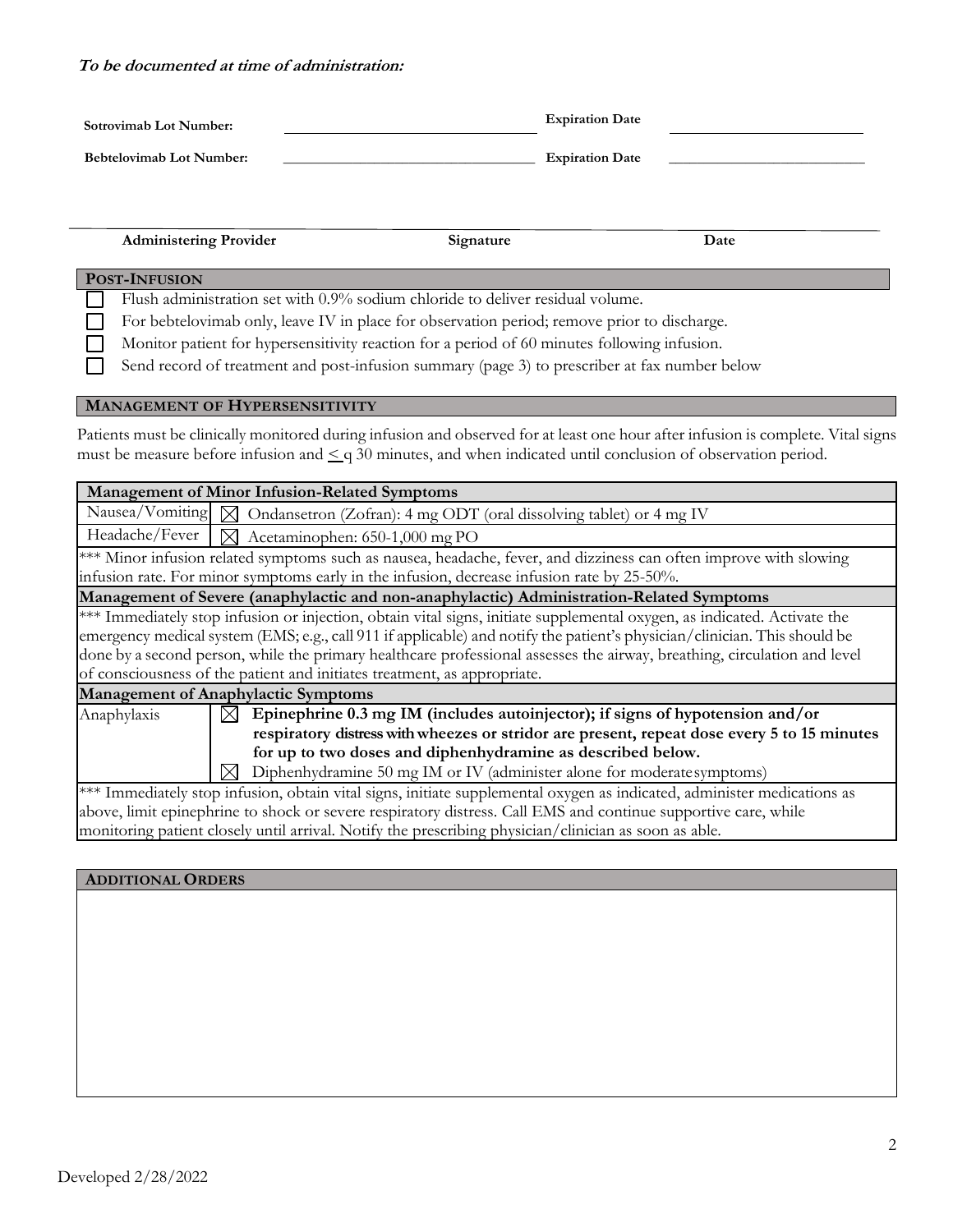***To be documented at time of administration:***

| | | | |
|---|---|---|---|
| **Sotrovimab Lot Number:** | \_\_\_\_\_\_\_\_\_\_\_\_\_\_\_\_\_\_\_\_\_\_\_\_ | **Expiration Date** | \_\_\_\_\_\_\_\_\_\_\_\_\_\_\_\_\_\_\_\_ |
| **Bebtelovimab Lot Number:** | \_\_\_\_\_\_\_\_\_\_\_\_\_\_\_\_\_\_\_\_\_\_\_\_ | **Expiration Date** | \_\_\_\_\_\_\_\_\_\_\_\_\_\_\_\_\_\_\_\_ |

\_\_\_\_\_\_\_\_\_\_\_\_\_\_\_\_\_\_\_\_\_\_\_\_\_\_\_\_\_\_\_\_\_\_\_\_\_\_\_\_\_\_\_\_\_\_\_\_\_\_\_\_\_\_\_\_\_\_\_\_\_\_\_\_\_\_\_\_

**Administering Provider** &emsp;&emsp;&emsp;&emsp; **Signature** &emsp;&emsp;&emsp;&emsp; **Date**

## POST-INFUSION

- ☐ Flush administration set with 0.9% sodium chloride to deliver residual volume.
- ☐ For bebtelovimab only, leave IV in place for observation period; remove prior to discharge.
- ☐ Monitor patient for hypersensitivity reaction for a period of 60 minutes following infusion.
- ☐ Send record of treatment and post-infusion summary (page 3) to prescriber at fax number below

## MANAGEMENT OF HYPERSENSITIVITY

Patients must be clinically monitored during infusion and observed for at least one hour after infusion is complete. Vital signs must be measure before infusion and $\leq$ q 30 minutes, and when indicated until conclusion of observation period.

| **Management of Minor Infusion-Related Symptoms** | |
|---|---|
| Nausea/Vomiting | ☒ Ondansetron (Zofran): 4 mg ODT (oral dissolving tablet) or 4 mg IV |
| Headache/Fever | ☒ Acetaminophen: 650-1,000 mg PO |
| *** Minor infusion related symptoms such as nausea, headache, fever, and dizziness can often improve with slowing infusion rate. For minor symptoms early in the infusion, decrease infusion rate by 25-50%. | |
| **Management of Severe (anaphylactic and non-anaphylactic) Administration-Related Symptoms** | |
| *** Immediately stop infusion or injection, obtain vital signs, initiate supplemental oxygen, as indicated. Activate the emergency medical system (EMS; e.g., call 911 if applicable) and notify the patient's physician/clinician. This should be done by a second person, while the primary healthcare professional assesses the airway, breathing, circulation and level of consciousness of the patient and initiates treatment, as appropriate. | |
| **Management of Anaphylactic Symptoms** | |
| Anaphylaxis | ☒ **Epinephrine 0.3 mg IM (includes autoinjector); if signs of hypotension and/or respiratory distress with wheezes or stridor are present, repeat dose every 5 to 15 minutes for up to two doses and diphenhydramine as described below.**<br>☒ Diphenhydramine 50 mg IM or IV (administer alone for moderate symptoms) |
| *** Immediately stop infusion, obtain vital signs, initiate supplemental oxygen as indicated, administer medications as above, limit epinephrine to shock or severe respiratory distress. Call EMS and continue supportive care, while monitoring patient closely until arrival. Notify the prescribing physician/clinician as soon as able. | |

## ADDITIONAL ORDERS

Developed 2/28/2022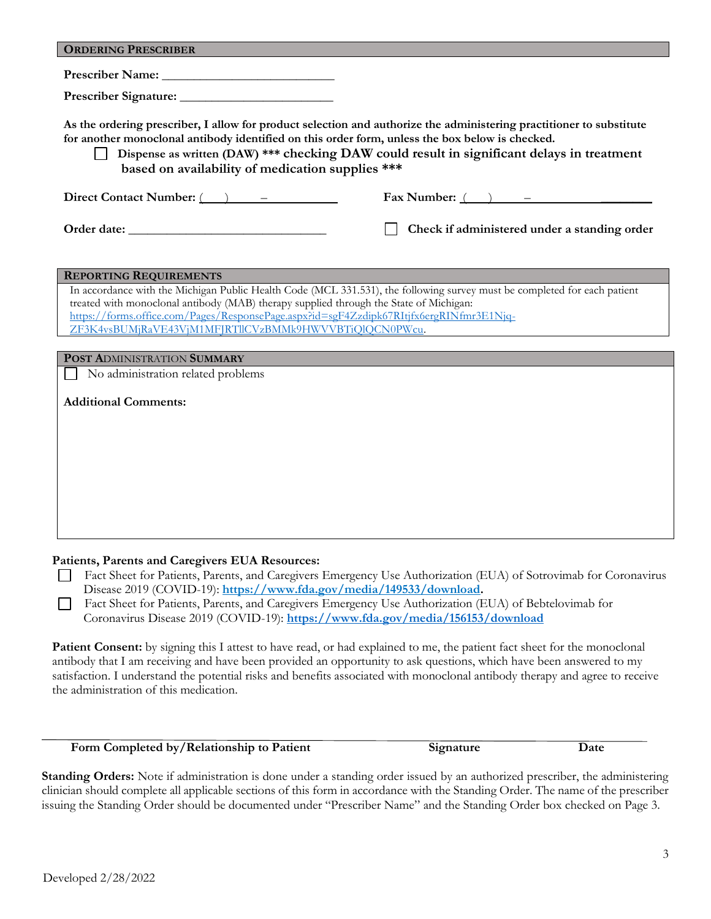## ORDERING PRESCRIBER

**Prescriber Name:** ___________________________

**Prescriber Signature:** ________________________

**As the ordering prescriber, I allow for product selection and authorize the administering practitioner to substitute for another monoclonal antibody identified on this order form, unless the box below is checked.**

☐ **Dispense as written (DAW) \*\*\* checking DAW could result in significant delays in treatment based on availability of medication supplies \*\*\***

**Direct Contact Number:** (    )      –

**Fax Number:** (    )      –

**Order date:** _______________________________

☐ **Check if administered under a standing order**

## REPORTING REQUIREMENTS

In accordance with the Michigan Public Health Code (MCL 331.531), the following survey must be completed for each patient treated with monoclonal antibody (MAB) therapy supplied through the State of Michigan: https://forms.office.com/Pages/ResponsePage.aspx?id=sgF4Zzdipk67RItjfx6ergRINfmr3E1Njq-ZF3K4vsBUMjRaVE43VjM1MFJRTllCVzBMMk9HWVVBTiQlQCN0PWcu.

## POST ADMINISTRATION SUMMARY

☐ No administration related problems

**Additional Comments:**

**Patients, Parents and Caregivers EUA Resources:**

☐ Fact Sheet for Patients, Parents, and Caregivers Emergency Use Authorization (EUA) of Sotrovimab for Coronavirus Disease 2019 (COVID-19): **https://www.fda.gov/media/149533/download.**

☐ Fact Sheet for Patients, Parents, and Caregivers Emergency Use Authorization (EUA) of Bebtelovimab for Coronavirus Disease 2019 (COVID-19): **https://www.fda.gov/media/156153/download**

**Patient Consent:** by signing this I attest to have read, or had explained to me, the patient fact sheet for the monoclonal antibody that I am receiving and have been provided an opportunity to ask questions, which have been answered to my satisfaction. I understand the potential risks and benefits associated with monoclonal antibody therapy and agree to receive the administration of this medication.

______________________________________________________________________

**Form Completed by/Relationship to Patient** **Signature** **Date**

**Standing Orders:** Note if administration is done under a standing order issued by an authorized prescriber, the administering clinician should complete all applicable sections of this form in accordance with the Standing Order. The name of the prescriber issuing the Standing Order should be documented under "Prescriber Name" and the Standing Order box checked on Page 3.

Developed 2/28/2022